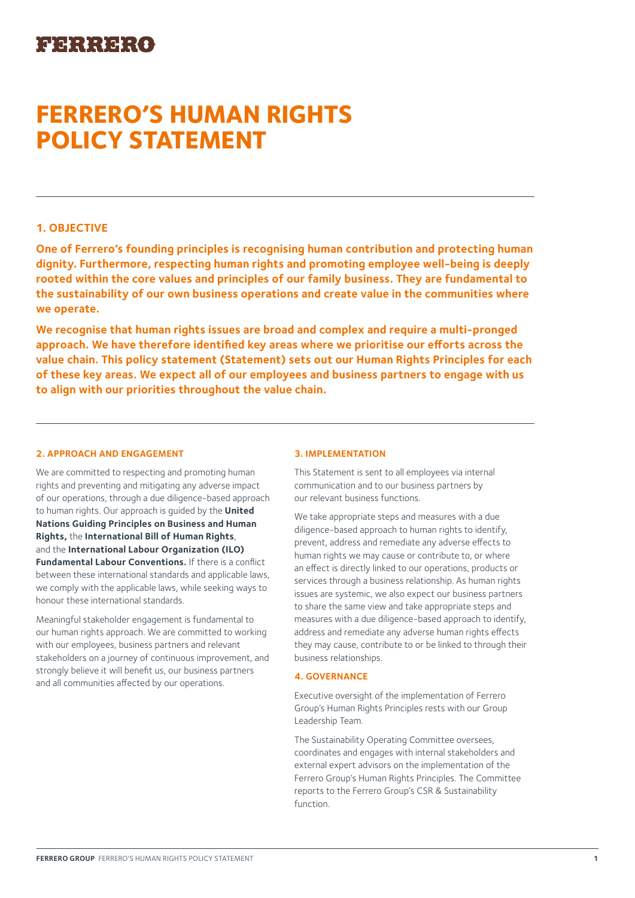FERRERO

# FERRERO'S HUMAN RIGHTS POLICY STATEMENT

## 1. OBJECTIVE

**One of Ferrero's founding principles is recognising human contribution and protecting human dignity. Furthermore, respecting human rights and promoting employee well-being is deeply rooted within the core values and principles of our family business. They are fundamental to the sustainability of our own business operations and create value in the communities where we operate.**

**We recognise that human rights issues are broad and complex and require a multi-pronged approach. We have therefore identified key areas where we prioritise our efforts across the value chain. This policy statement (Statement) sets out our Human Rights Principles for each of these key areas. We expect all of our employees and business partners to engage with us to align with our priorities throughout the value chain.**

## 2. APPROACH AND ENGAGEMENT

We are committed to respecting and promoting human rights and preventing and mitigating any adverse impact of our operations, through a due diligence-based approach to human rights. Our approach is guided by the **United Nations Guiding Principles on Business and Human Rights,** the **International Bill of Human Rights**, and the **International Labour Organization (ILO) Fundamental Labour Conventions.** If there is a conflict between these international standards and applicable laws, we comply with the applicable laws, while seeking ways to honour these international standards.

Meaningful stakeholder engagement is fundamental to our human rights approach. We are committed to working with our employees, business partners and relevant stakeholders on a journey of continuous improvement, and strongly believe it will benefit us, our business partners and all communities affected by our operations.

## 3. IMPLEMENTATION

This Statement is sent to all employees via internal communication and to our business partners by our relevant business functions.

We take appropriate steps and measures with a due diligence-based approach to human rights to identify, prevent, address and remediate any adverse effects to human rights we may cause or contribute to, or where an effect is directly linked to our operations, products or services through a business relationship. As human rights issues are systemic, we also expect our business partners to share the same view and take appropriate steps and measures with a due diligence-based approach to identify, address and remediate any adverse human rights effects they may cause, contribute to or be linked to through their business relationships.

## 4. GOVERNANCE

Executive oversight of the implementation of Ferrero Group's Human Rights Principles rests with our Group Leadership Team.

The Sustainability Operating Committee oversees, coordinates and engages with internal stakeholders and external expert advisors on the implementation of the Ferrero Group's Human Rights Principles. The Committee reports to the Ferrero Group's CSR & Sustainability function.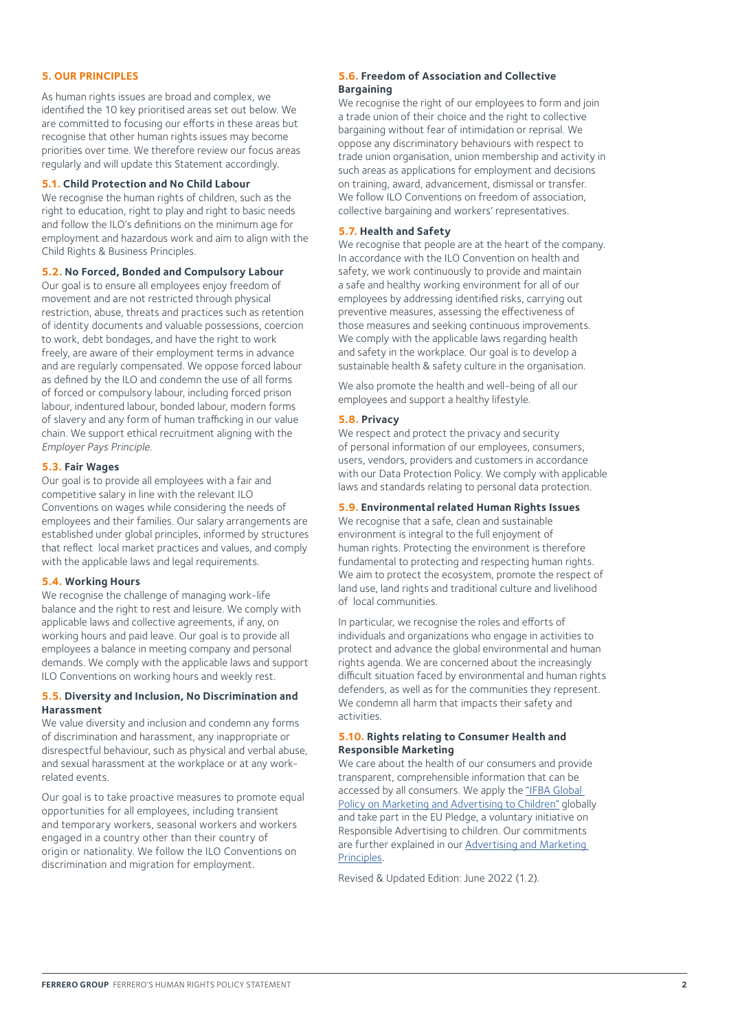## 5. OUR PRINCIPLES

As human rights issues are broad and complex, we identified the 10 key prioritised areas set out below. We are committed to focusing our efforts in these areas but recognise that other human rights issues may become priorities over time. We therefore review our focus areas regularly and will update this Statement accordingly.

### 5.1. Child Protection and No Child Labour

We recognise the human rights of children, such as the right to education, right to play and right to basic needs and follow the ILO's definitions on the minimum age for employment and hazardous work and aim to align with the Child Rights & Business Principles.

### 5.2. No Forced, Bonded and Compulsory Labour

Our goal is to ensure all employees enjoy freedom of movement and are not restricted through physical restriction, abuse, threats and practices such as retention of identity documents and valuable possessions, coercion to work, debt bondages, and have the right to work freely, are aware of their employment terms in advance and are regularly compensated. We oppose forced labour as defined by the ILO and condemn the use of all forms of forced or compulsory labour, including forced prison labour, indentured labour, bonded labour, modern forms of slavery and any form of human trafficking in our value chain. We support ethical recruitment aligning with the *Employer Pays Principle.*

### 5.3. Fair Wages

Our goal is to provide all employees with a fair and competitive salary in line with the relevant ILO Conventions on wages while considering the needs of employees and their families. Our salary arrangements are established under global principles, informed by structures that reflect local market practices and values, and comply with the applicable laws and legal requirements.

### 5.4. Working Hours

We recognise the challenge of managing work-life balance and the right to rest and leisure. We comply with applicable laws and collective agreements, if any, on working hours and paid leave. Our goal is to provide all employees a balance in meeting company and personal demands. We comply with the applicable laws and support ILO Conventions on working hours and weekly rest.

### 5.5. Diversity and Inclusion, No Discrimination and Harassment

We value diversity and inclusion and condemn any forms of discrimination and harassment, any inappropriate or disrespectful behaviour, such as physical and verbal abuse, and sexual harassment at the workplace or at any work-related events.

Our goal is to take proactive measures to promote equal opportunities for all employees, including transient and temporary workers, seasonal workers and workers engaged in a country other than their country of origin or nationality. We follow the ILO Conventions on discrimination and migration for employment.

### 5.6. Freedom of Association and Collective Bargaining

We recognise the right of our employees to form and join a trade union of their choice and the right to collective bargaining without fear of intimidation or reprisal. We oppose any discriminatory behaviours with respect to trade union organisation, union membership and activity in such areas as applications for employment and decisions on training, award, advancement, dismissal or transfer. We follow ILO Conventions on freedom of association, collective bargaining and workers' representatives.

### 5.7. Health and Safety

We recognise that people are at the heart of the company. In accordance with the ILO Convention on health and safety, we work continuously to provide and maintain a safe and healthy working environment for all of our employees by addressing identified risks, carrying out preventive measures, assessing the effectiveness of those measures and seeking continuous improvements. We comply with the applicable laws regarding health and safety in the workplace. Our goal is to develop a sustainable health & safety culture in the organisation.

We also promote the health and well-being of all our employees and support a healthy lifestyle.

### 5.8. Privacy

We respect and protect the privacy and security of personal information of our employees, consumers, users, vendors, providers and customers in accordance with our Data Protection Policy. We comply with applicable laws and standards relating to personal data protection.

### 5.9. Environmental related Human Rights Issues

We recognise that a safe, clean and sustainable environment is integral to the full enjoyment of human rights. Protecting the environment is therefore fundamental to protecting and respecting human rights. We aim to protect the ecosystem, promote the respect of land use, land rights and traditional culture and livelihood of local communities.

In particular, we recognise the roles and efforts of individuals and organizations who engage in activities to protect and advance the global environmental and human rights agenda. We are concerned about the increasingly difficult situation faced by environmental and human rights defenders, as well as for the communities they represent. We condemn all harm that impacts their safety and activities.

### 5.10. Rights relating to Consumer Health and Responsible Marketing

We care about the health of our consumers and provide transparent, comprehensible information that can be accessed by all consumers. We apply the "IFBA Global Policy on Marketing and Advertising to Children" globally and take part in the EU Pledge, a voluntary initiative on Responsible Advertising to children. Our commitments are further explained in our Advertising and Marketing Principles.

Revised & Updated Edition: June 2022 (1.2).